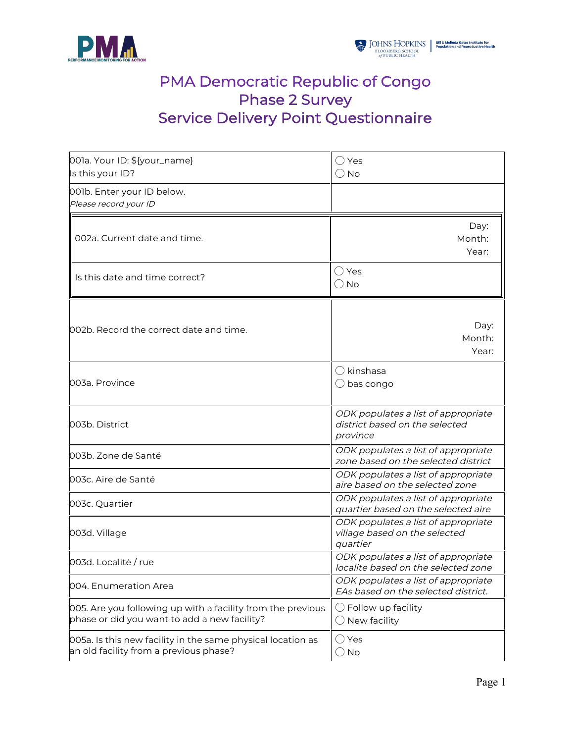# PMA Democratic Republic of Congo
# Phase 2 Survey
# Service Delivery Point Questionnaire

| | |
|---|---|
| 001a. Your ID: ${your_name}<br>Is this your ID? | ◯ Yes<br>◯ No |
| 001b. Enter your ID below.<br>*Please record your ID* | |
| 002a. Current date and time. | Day:<br>Month:<br>Year: |
| Is this date and time correct? | ◯ Yes<br>◯ No |
| 002b. Record the correct date and time. | Day:<br>Month:<br>Year: |
| 003a. Province | ◯ kinshasa<br>◯ bas congo |
| 003b. District | *ODK populates a list of appropriate district based on the selected province* |
| 003b. Zone de Santé | *ODK populates a list of appropriate zone based on the selected district* |
| 003c. Aire de Santé | *ODK populates a list of appropriate aire based on the selected zone* |
| 003c. Quartier | *ODK populates a list of appropriate quartier based on the selected aire* |
| 003d. Village | *ODK populates a list of appropriate village based on the selected quartier* |
| 003d. Localité / rue | *ODK populates a list of appropriate localite based on the selected zone* |
| 004. Enumeration Area | *ODK populates a list of appropriate EAs based on the selected district.* |
| 005. Are you following up with a facility from the previous phase or did you want to add a new facility? | ◯ Follow up facility<br>◯ New facility |
| 005a. Is this new facility in the same physical location as an old facility from a previous phase? | ◯ Yes<br>◯ No |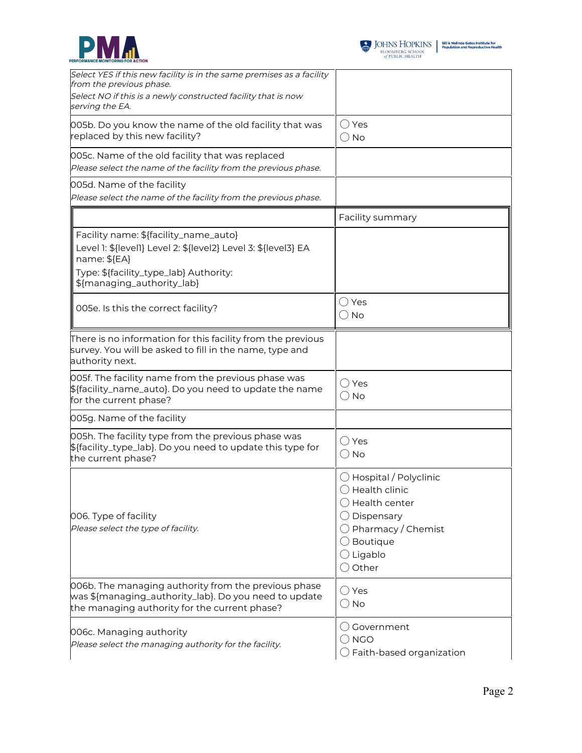| | |
|---|---|
| *Select YES if this new facility is in the same premises as a facility from the previous phase.*<br>*Select NO if this is a newly constructed facility that is now serving the EA.* | |
| 005b. Do you know the name of the old facility that was replaced by this new facility? | ◯ Yes<br>◯ No |
| 005c. Name of the old facility that was replaced<br>*Please select the name of the facility from the previous phase.* | |
| 005d. Name of the facility<br>*Please select the name of the facility from the previous phase.* | |

| | Facility summary |
|---|---|
| Facility name: ${facility_name_auto}<br>Level 1: ${level1} Level 2: ${level2} Level 3: ${level3} EA name: ${EA}<br>Type: ${facility_type_lab} Authority: ${managing_authority_lab} | |
| 005e. Is this the correct facility? | ◯ Yes<br>◯ No |

| | |
|---|---|
| There is no information for this facility from the previous survey. You will be asked to fill in the name, type and authority next. | |
| 005f. The facility name from the previous phase was ${facility_name_auto}. Do you need to update the name for the current phase? | ◯ Yes<br>◯ No |
| 005g. Name of the facility | |
| 005h. The facility type from the previous phase was ${facility_type_lab}. Do you need to update this type for the current phase? | ◯ Yes<br>◯ No |
| 006. Type of facility<br>*Please select the type of facility.* | ◯ Hospital / Polyclinic<br>◯ Health clinic<br>◯ Health center<br>◯ Dispensary<br>◯ Pharmacy / Chemist<br>◯ Boutique<br>◯ Ligablo<br>◯ Other |
| 006b. The managing authority from the previous phase was ${managing_authority_lab}. Do you need to update the managing authority for the current phase? | ◯ Yes<br>◯ No |
| 006c. Managing authority<br>*Please select the managing authority for the facility.* | ◯ Government<br>◯ NGO<br>◯ Faith-based organization |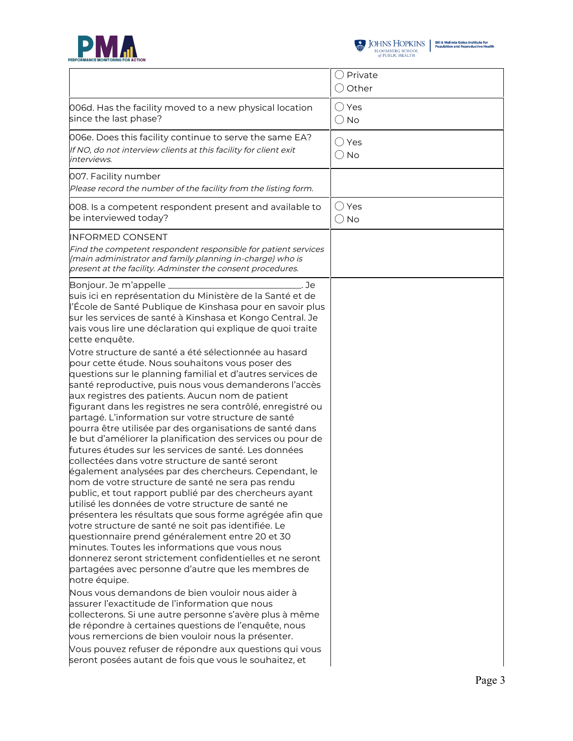| | |
|---|---|
| | ◯ Private<br>◯ Other |
| 006d. Has the facility moved to a new physical location since the last phase? | ◯ Yes<br>◯ No |
| 006e. Does this facility continue to serve the same EA?<br>*If NO, do not interview clients at this facility for client exit interviews.* | ◯ Yes<br>◯ No |
| 007. Facility number<br>*Please record the number of the facility from the listing form.* | |
| 008. Is a competent respondent present and available to be interviewed today? | ◯ Yes<br>◯ No |
| INFORMED CONSENT<br>*Find the competent respondent responsible for patient services (main administrator and family planning in-charge) who is present at the facility. Adminster the consent procedures.* | |
| Bonjour. Je m'appelle ____________________________. Je suis ici en représentation du Ministère de la Santé et de l'École de Santé Publique de Kinshasa pour en savoir plus sur les services de santé à Kinshasa et Kongo Central. Je vais vous lire une déclaration qui explique de quoi traite cette enquête.<br>Votre structure de santé a été sélectionnée au hasard pour cette étude. Nous souhaitons vous poser des questions sur le planning familial et d'autres services de santé reproductive, puis nous vous demanderons l'accès aux registres des patients. Aucun nom de patient figurant dans les registres ne sera contrôlé, enregistré ou partagé. L'information sur votre structure de santé pourra être utilisée par des organisations de santé dans le but d'améliorer la planification des services ou pour de futures études sur les services de santé. Les données collectées dans votre structure de santé seront également analysées par des chercheurs. Cependant, le nom de votre structure de santé ne sera pas rendu public, et tout rapport publié par des chercheurs ayant utilisé les données de votre structure de santé ne présentera les résultats que sous forme agrégée afin que votre structure de santé ne soit pas identifiée. Le questionnaire prend généralement entre 20 et 30 minutes. Toutes les informations que vous nous donnerez seront strictement confidentielles et ne seront partagées avec personne d'autre que les membres de notre équipe.<br>Nous vous demandons de bien vouloir nous aider à assurer l'exactitude de l'information que nous collecterons. Si une autre personne s'avère plus à même de répondre à certaines questions de l'enquête, nous vous remercions de bien vouloir nous la présenter.<br>Vous pouvez refuser de répondre aux questions qui vous seront posées autant de fois que vous le souhaitez, et | |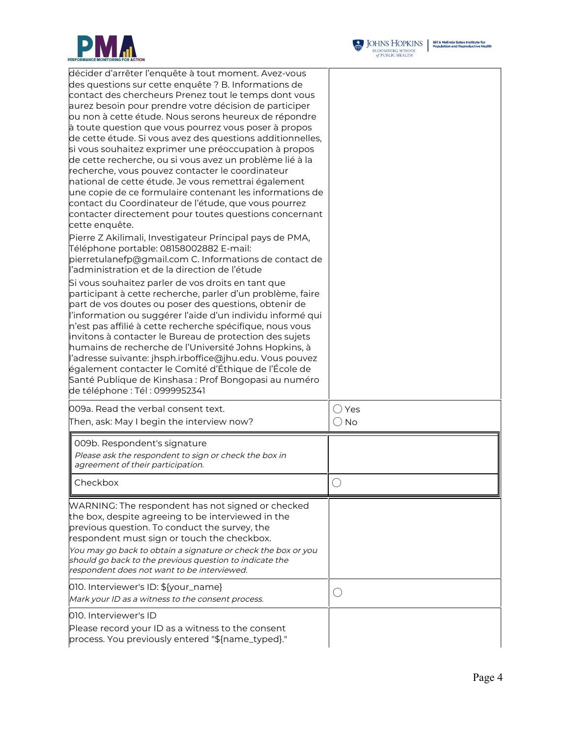| | |
|---|---|
| décider d'arrêter l'enquête à tout moment. Avez-vous des questions sur cette enquête ? B. Informations de contact des chercheurs Prenez tout le temps dont vous aurez besoin pour prendre votre décision de participer ou non à cette étude. Nous serons heureux de répondre à toute question que vous pourrez vous poser à propos de cette étude. Si vous avez des questions additionnelles, si vous souhaitez exprimer une préoccupation à propos de cette recherche, ou si vous avez un problème lié à la recherche, vous pouvez contacter le coordinateur national de cette étude. Je vous remettrai également une copie de ce formulaire contenant les informations de contact du Coordinateur de l'étude, que vous pourrez contacter directement pour toutes questions concernant cette enquête.<br><br>Pierre Z Akilimali, Investigateur Principal pays de PMA, Téléphone portable: 08158002882 E-mail: pierretulanefp@gmail.com C. Informations de contact de l'administration et de la direction de l'étude<br><br>Si vous souhaitez parler de vos droits en tant que participant à cette recherche, parler d'un problème, faire part de vos doutes ou poser des questions, obtenir de l'information ou suggérer l'aide d'un individu informé qui n'est pas affilié à cette recherche spécifique, nous vous invitons à contacter le Bureau de protection des sujets humains de recherche de l'Université Johns Hopkins, à l'adresse suivante: jhsph.irboffice@jhu.edu. Vous pouvez également contacter le Comité d'Éthique de l'École de Santé Publique de Kinshasa : Prof Bongopasi au numéro de téléphone : Tél : 0999952341 | |
| 009a. Read the verbal consent text.<br>Then, ask: May I begin the interview now? | ◯ Yes<br>◯ No |
| 009b. Respondent's signature<br>*Please ask the respondent to sign or check the box in agreement of their participation.* | |
| Checkbox | ◯ |
| WARNING: The respondent has not signed or checked the box, despite agreeing to be interviewed in the previous question. To conduct the survey, the respondent must sign or touch the checkbox.<br>*You may go back to obtain a signature or check the box or you should go back to the previous question to indicate the respondent does not want to be interviewed.* | |
| 010. Interviewer's ID: ${your_name}<br>*Mark your ID as a witness to the consent process.* | ◯ |
| 010. Interviewer's ID<br>Please record your ID as a witness to the consent process. You previously entered "${name_typed}." | |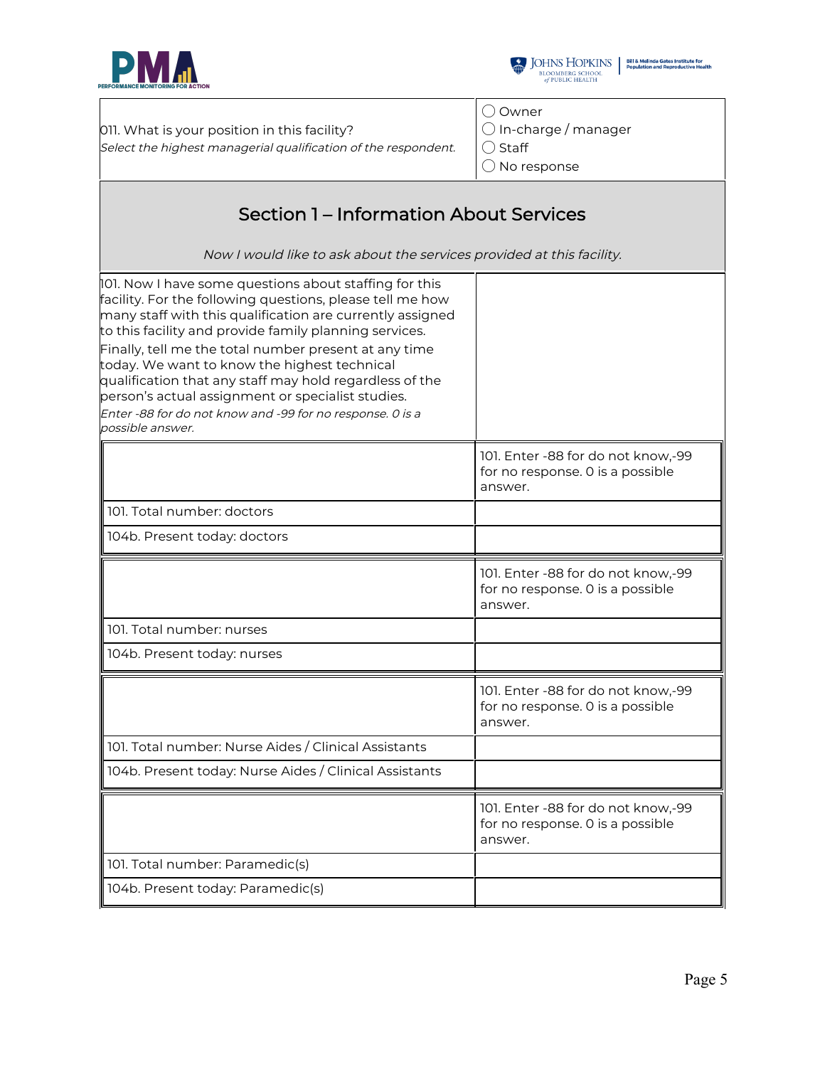| 011. What is your position in this facility? *Select the highest managerial qualification of the respondent.* | ◯ Owner ◯ In-charge / manager ◯ Staff ◯ No response |
|---|---|

## Section 1 – Information About Services

*Now I would like to ask about the services provided at this facility.*

101. Now I have some questions about staffing for this facility. For the following questions, please tell me how many staff with this qualification are currently assigned to this facility and provide family planning services. Finally, tell me the total number present at any time today. We want to know the highest technical qualification that any staff may hold regardless of the person's actual assignment or specialist studies.
*Enter -88 for do not know and -99 for no response. 0 is a possible answer.*

| | 101. Enter -88 for do not know,-99 for no response. 0 is a possible answer. |
|---|---|
| 101. Total number: doctors | |
| 104b. Present today: doctors | |

| | 101. Enter -88 for do not know,-99 for no response. 0 is a possible answer. |
|---|---|
| 101. Total number: nurses | |
| 104b. Present today: nurses | |

| | 101. Enter -88 for do not know,-99 for no response. 0 is a possible answer. |
|---|---|
| 101. Total number: Nurse Aides / Clinical Assistants | |
| 104b. Present today: Nurse Aides / Clinical Assistants | |

| | 101. Enter -88 for do not know,-99 for no response. 0 is a possible answer. |
|---|---|
| 101. Total number: Paramedic(s) | |
| 104b. Present today: Paramedic(s) | |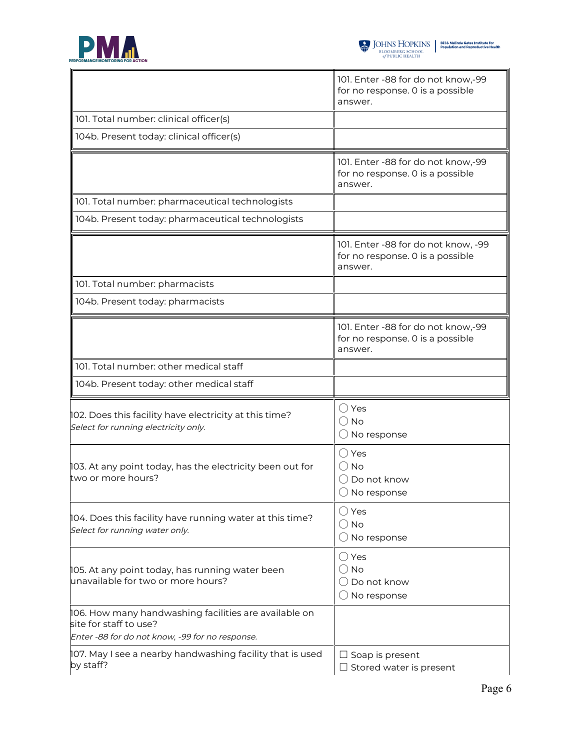| | 101. Enter -88 for do not know,-99 for no response. 0 is a possible answer. |
|---|---|
| 101. Total number: clinical officer(s) | |
| 104b. Present today: clinical officer(s) | |

| | 101. Enter -88 for do not know,-99 for no response. 0 is a possible answer. |
|---|---|
| 101. Total number: pharmaceutical technologists | |
| 104b. Present today: pharmaceutical technologists | |

| | 101. Enter -88 for do not know, -99 for no response. 0 is a possible answer. |
|---|---|
| 101. Total number: pharmacists | |
| 104b. Present today: pharmacists | |

| | 101. Enter -88 for do not know,-99 for no response. 0 is a possible answer. |
|---|---|
| 101. Total number: other medical staff | |
| 104b. Present today: other medical staff | |

| | |
|---|---|
| 102. Does this facility have electricity at this time? *Select for running electricity only.* | ◯ Yes<br>◯ No<br>◯ No response |
| 103. At any point today, has the electricity been out for two or more hours? | ◯ Yes<br>◯ No<br>◯ Do not know<br>◯ No response |
| 104. Does this facility have running water at this time? *Select for running water only.* | ◯ Yes<br>◯ No<br>◯ No response |
| 105. At any point today, has running water been unavailable for two or more hours? | ◯ Yes<br>◯ No<br>◯ Do not know<br>◯ No response |
| 106. How many handwashing facilities are available on site for staff to use? *Enter -88 for do not know, -99 for no response.* | |
| 107. May I see a nearby handwashing facility that is used by staff? | ☐ Soap is present<br>☐ Stored water is present |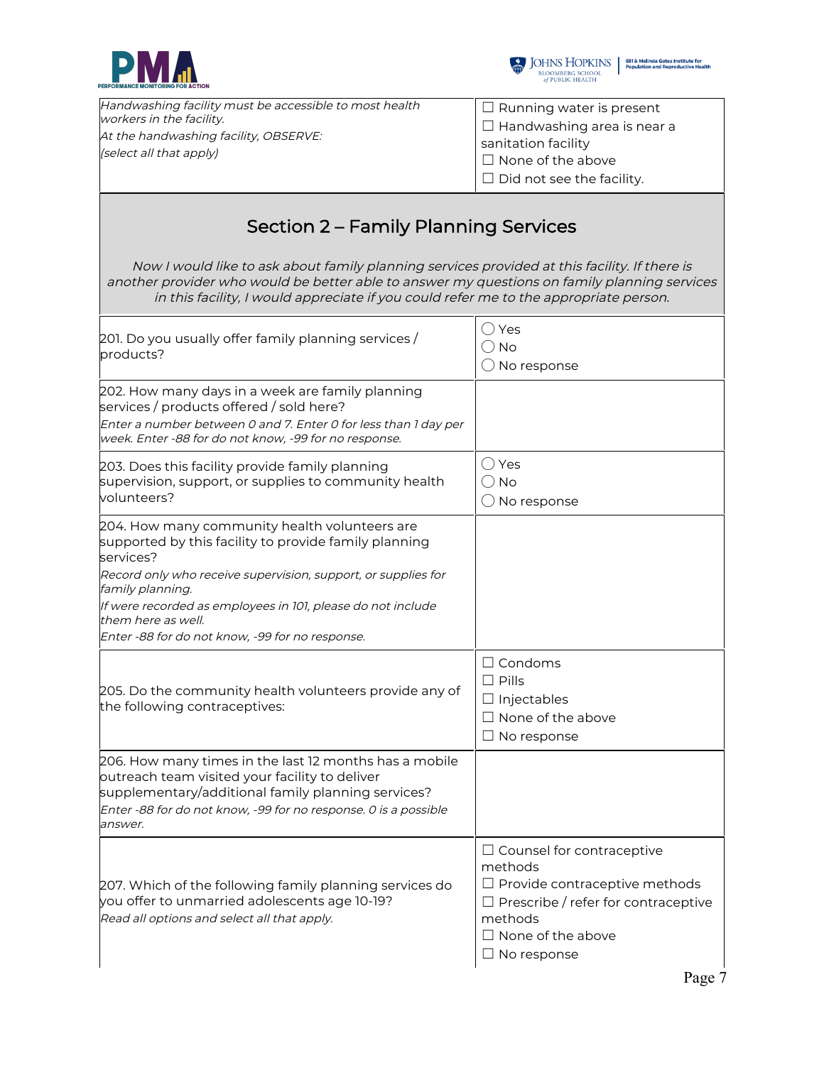| | |
|---|---|
| *Handwashing facility must be accessible to most health workers in the facility.*<br>*At the handwashing facility, OBSERVE:*<br>*(select all that apply)* | ☐ Running water is present<br>☐ Handwashing area is near a sanitation facility<br>☐ None of the above<br>☐ Did not see the facility. |

## Section 2 – Family Planning Services

*Now I would like to ask about family planning services provided at this facility. If there is another provider who would be better able to answer my questions on family planning services in this facility, I would appreciate if you could refer me to the appropriate person.*

| | |
|---|---|
| 201. Do you usually offer family planning services / products? | ◯ Yes<br>◯ No<br>◯ No response |
| 202. How many days in a week are family planning services / products offered / sold here?<br>*Enter a number between 0 and 7. Enter 0 for less than 1 day per week. Enter -88 for do not know, -99 for no response.* | |
| 203. Does this facility provide family planning supervision, support, or supplies to community health volunteers? | ◯ Yes<br>◯ No<br>◯ No response |
| 204. How many community health volunteers are supported by this facility to provide family planning services?<br>*Record only who receive supervision, support, or supplies for family planning.*<br>*If were recorded as employees in 101, please do not include them here as well.*<br>*Enter -88 for do not know, -99 for no response.* | |
| 205. Do the community health volunteers provide any of the following contraceptives: | ☐ Condoms<br>☐ Pills<br>☐ Injectables<br>☐ None of the above<br>☐ No response |
| 206. How many times in the last 12 months has a mobile outreach team visited your facility to deliver supplementary/additional family planning services?<br>*Enter -88 for do not know, -99 for no response. 0 is a possible answer.* | |
| 207. Which of the following family planning services do you offer to unmarried adolescents age 10-19?<br>*Read all options and select all that apply.* | ☐ Counsel for contraceptive methods<br>☐ Provide contraceptive methods<br>☐ Prescribe / refer for contraceptive methods<br>☐ None of the above<br>☐ No response |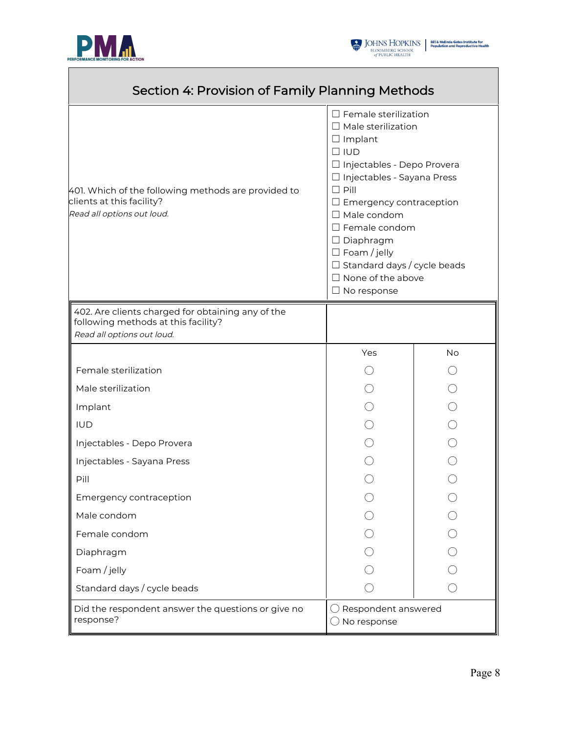## Section 4: Provision of Family Planning Methods

| 401. Which of the following methods are provided to clients at this facility? *Read all options out loud.* | ☐ Female sterilization<br>☐ Male sterilization<br>☐ Implant<br>☐ IUD<br>☐ Injectables - Depo Provera<br>☐ Injectables - Sayana Press<br>☐ Pill<br>☐ Emergency contraception<br>☐ Male condom<br>☐ Female condom<br>☐ Diaphragm<br>☐ Foam / jelly<br>☐ Standard days / cycle beads<br>☐ None of the above<br>☐ No response |
|---|---|

402. Are clients charged for obtaining any of the following methods at this facility?
*Read all options out loud.*

| | Yes | No |
|---|---|---|
| Female sterilization | ◯ | ◯ |
| Male sterilization | ◯ | ◯ |
| Implant | ◯ | ◯ |
| IUD | ◯ | ◯ |
| Injectables - Depo Provera | ◯ | ◯ |
| Injectables - Sayana Press | ◯ | ◯ |
| Pill | ◯ | ◯ |
| Emergency contraception | ◯ | ◯ |
| Male condom | ◯ | ◯ |
| Female condom | ◯ | ◯ |
| Diaphragm | ◯ | ◯ |
| Foam / jelly | ◯ | ◯ |
| Standard days / cycle beads | ◯ | ◯ |

| Did the respondent answer the questions or give no response? | ◯ Respondent answered<br>◯ No response |
|---|---|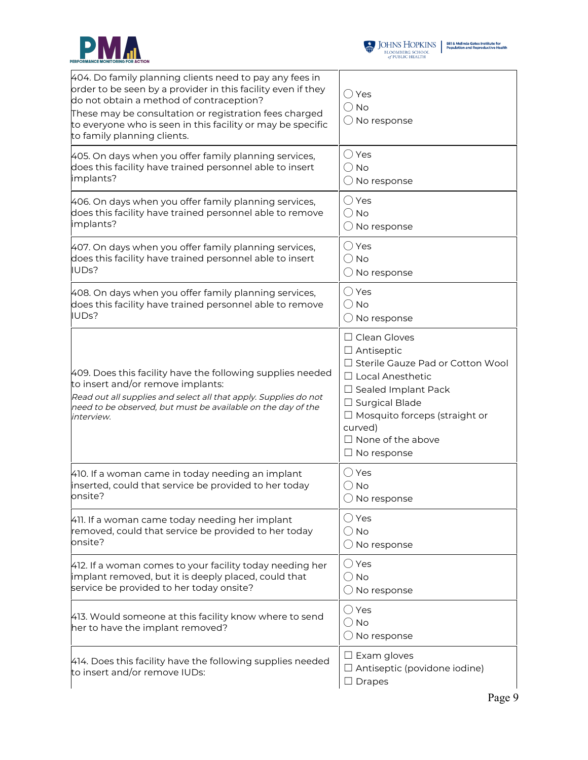| | |
|---|---|
| 404. Do family planning clients need to pay any fees in order to be seen by a provider in this facility even if they do not obtain a method of contraception?<br>These may be consultation or registration fees charged to everyone who is seen in this facility or may be specific to family planning clients. | ◯ Yes<br>◯ No<br>◯ No response |
| 405. On days when you offer family planning services, does this facility have trained personnel able to insert implants? | ◯ Yes<br>◯ No<br>◯ No response |
| 406. On days when you offer family planning services, does this facility have trained personnel able to remove implants? | ◯ Yes<br>◯ No<br>◯ No response |
| 407. On days when you offer family planning services, does this facility have trained personnel able to insert IUDs? | ◯ Yes<br>◯ No<br>◯ No response |
| 408. On days when you offer family planning services, does this facility have trained personnel able to remove IUDs? | ◯ Yes<br>◯ No<br>◯ No response |
| 409. Does this facility have the following supplies needed to insert and/or remove implants:<br>*Read out all supplies and select all that apply. Supplies do not need to be observed, but must be available on the day of the interview.* | ☐ Clean Gloves<br>☐ Antiseptic<br>☐ Sterile Gauze Pad or Cotton Wool<br>☐ Local Anesthetic<br>☐ Sealed Implant Pack<br>☐ Surgical Blade<br>☐ Mosquito forceps (straight or curved)<br>☐ None of the above<br>☐ No response |
| 410. If a woman came in today needing an implant inserted, could that service be provided to her today onsite? | ◯ Yes<br>◯ No<br>◯ No response |
| 411. If a woman came today needing her implant removed, could that service be provided to her today onsite? | ◯ Yes<br>◯ No<br>◯ No response |
| 412. If a woman comes to your facility today needing her implant removed, but it is deeply placed, could that service be provided to her today onsite? | ◯ Yes<br>◯ No<br>◯ No response |
| 413. Would someone at this facility know where to send her to have the implant removed? | ◯ Yes<br>◯ No<br>◯ No response |
| 414. Does this facility have the following supplies needed to insert and/or remove IUDs: | ☐ Exam gloves<br>☐ Antiseptic (povidone iodine)<br>☐ Drapes |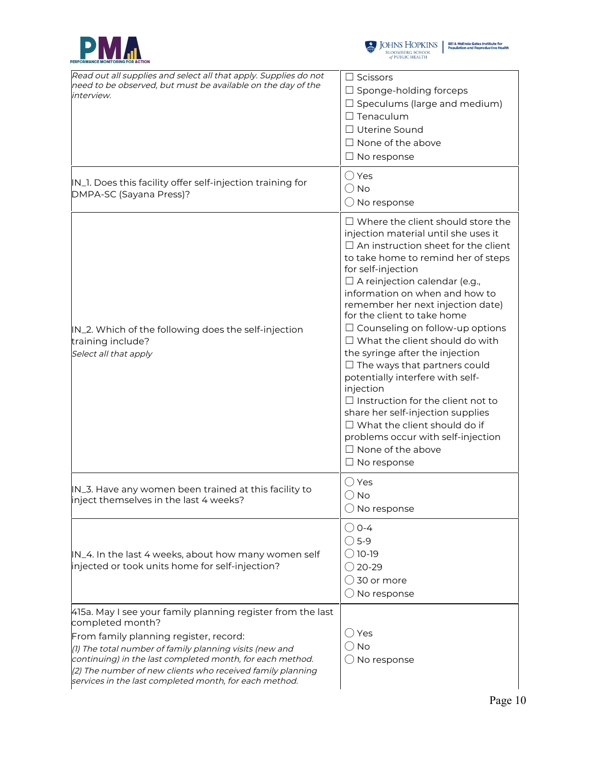| | |
|---|---|
| *Read out all supplies and select all that apply. Supplies do not need to be observed, but must be available on the day of the interview.* | ☐ Scissors<br>☐ Sponge-holding forceps<br>☐ Speculums (large and medium)<br>☐ Tenaculum<br>☐ Uterine Sound<br>☐ None of the above<br>☐ No response |
| IN_1. Does this facility offer self-injection training for DMPA-SC (Sayana Press)? | ◯ Yes<br>◯ No<br>◯ No response |
| IN_2. Which of the following does the self-injection training include?<br>*Select all that apply* | ☐ Where the client should store the injection material until she uses it<br>☐ An instruction sheet for the client to take home to remind her of steps for self-injection<br>☐ A reinjection calendar (e.g., information on when and how to remember her next injection date) for the client to take home<br>☐ Counseling on follow-up options<br>☐ What the client should do with the syringe after the injection<br>☐ The ways that partners could potentially interfere with self-injection<br>☐ Instruction for the client not to share her self-injection supplies<br>☐ What the client should do if problems occur with self-injection<br>☐ None of the above<br>☐ No response |
| IN_3. Have any women been trained at this facility to inject themselves in the last 4 weeks? | ◯ Yes<br>◯ No<br>◯ No response |
| IN_4. In the last 4 weeks, about how many women self injected or took units home for self-injection? | ◯ 0-4<br>◯ 5-9<br>◯ 10-19<br>◯ 20-29<br>◯ 30 or more<br>◯ No response |
| 415a. May I see your family planning register from the last completed month?<br>From family planning register, record:<br>*(1) The total number of family planning visits (new and continuing) in the last completed month, for each method.*<br>*(2) The number of new clients who received family planning services in the last completed month, for each method.* | ◯ Yes<br>◯ No<br>◯ No response |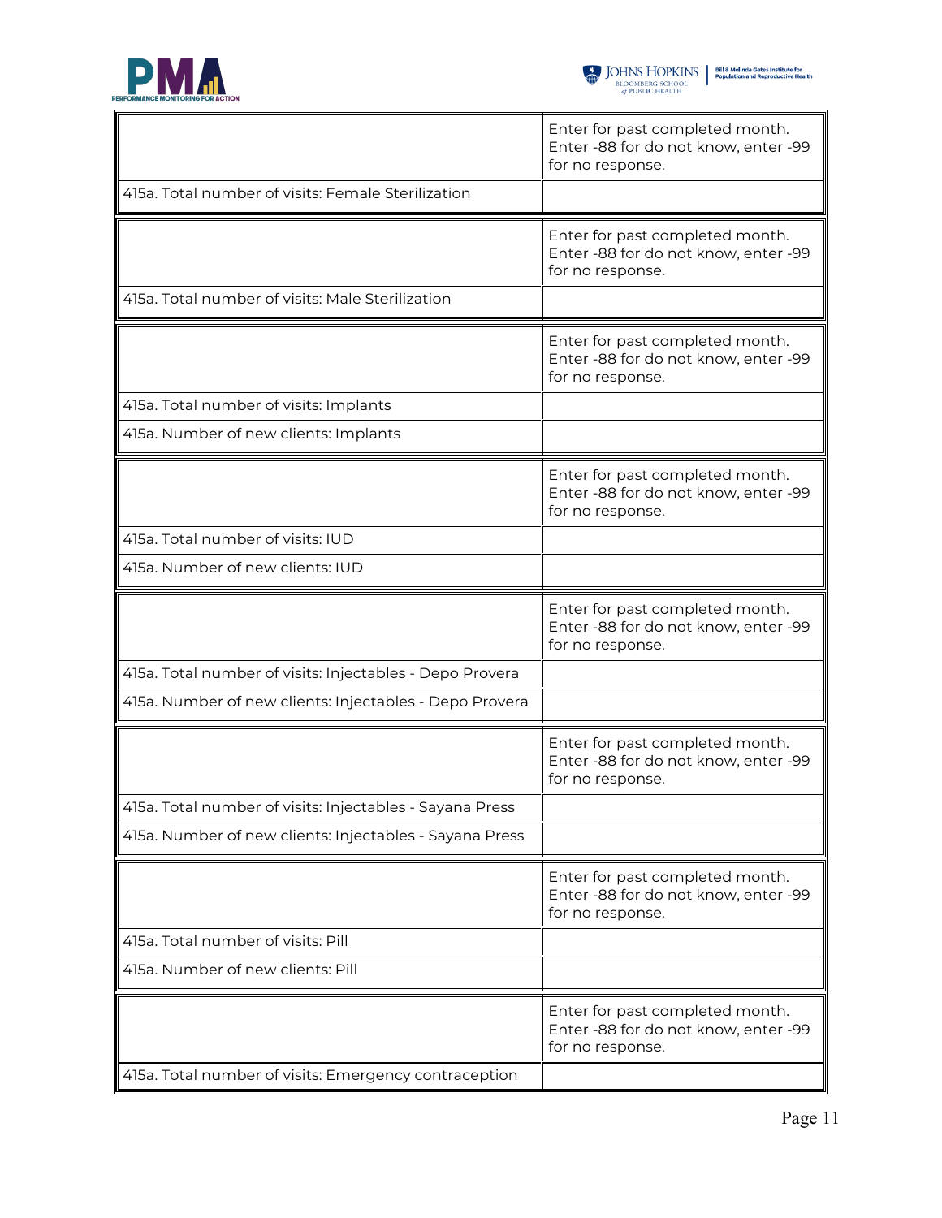| | Enter for past completed month. Enter -88 for do not know, enter -99 for no response. |
|---|---|
| 415a. Total number of visits: Female Sterilization | |

| | Enter for past completed month. Enter -88 for do not know, enter -99 for no response. |
|---|---|
| 415a. Total number of visits: Male Sterilization | |

| | Enter for past completed month. Enter -88 for do not know, enter -99 for no response. |
|---|---|
| 415a. Total number of visits: Implants | |
| 415a. Number of new clients: Implants | |

| | Enter for past completed month. Enter -88 for do not know, enter -99 for no response. |
|---|---|
| 415a. Total number of visits: IUD | |
| 415a. Number of new clients: IUD | |

| | Enter for past completed month. Enter -88 for do not know, enter -99 for no response. |
|---|---|
| 415a. Total number of visits: Injectables - Depo Provera | |
| 415a. Number of new clients: Injectables - Depo Provera | |

| | Enter for past completed month. Enter -88 for do not know, enter -99 for no response. |
|---|---|
| 415a. Total number of visits: Injectables - Sayana Press | |
| 415a. Number of new clients: Injectables - Sayana Press | |

| | Enter for past completed month. Enter -88 for do not know, enter -99 for no response. |
|---|---|
| 415a. Total number of visits: Pill | |
| 415a. Number of new clients: Pill | |

| | Enter for past completed month. Enter -88 for do not know, enter -99 for no response. |
|---|---|
| 415a. Total number of visits: Emergency contraception | |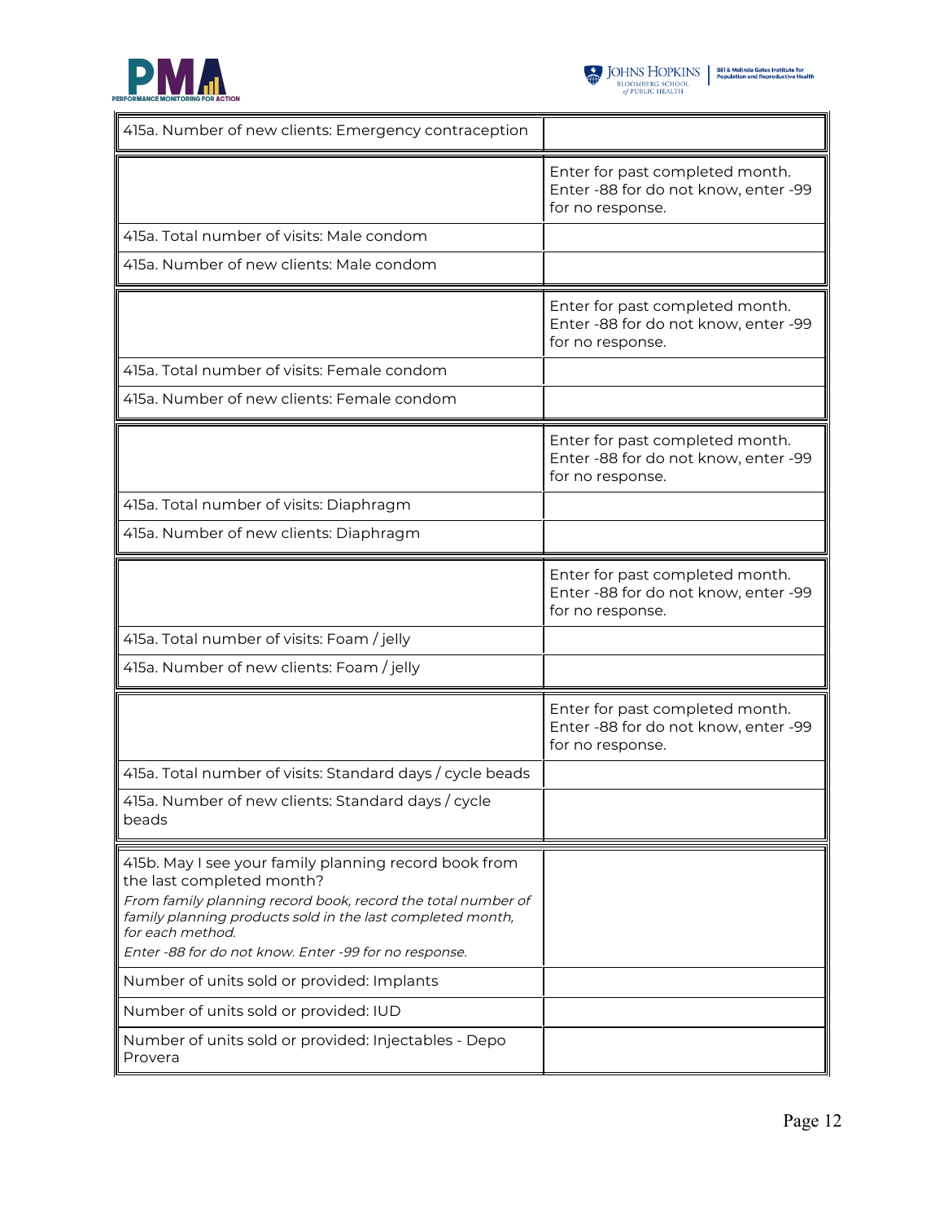| | |
|---|---|
| 415a. Number of new clients: Emergency contraception | |

| | Enter for past completed month. Enter -88 for do not know, enter -99 for no response. |
|---|---|
| 415a. Total number of visits: Male condom | |
| 415a. Number of new clients: Male condom | |

| | Enter for past completed month. Enter -88 for do not know, enter -99 for no response. |
|---|---|
| 415a. Total number of visits: Female condom | |
| 415a. Number of new clients: Female condom | |

| | Enter for past completed month. Enter -88 for do not know, enter -99 for no response. |
|---|---|
| 415a. Total number of visits: Diaphragm | |
| 415a. Number of new clients: Diaphragm | |

| | Enter for past completed month. Enter -88 for do not know, enter -99 for no response. |
|---|---|
| 415a. Total number of visits: Foam / jelly | |
| 415a. Number of new clients: Foam / jelly | |

| | Enter for past completed month. Enter -88 for do not know, enter -99 for no response. |
|---|---|
| 415a. Total number of visits: Standard days / cycle beads | |
| 415a. Number of new clients: Standard days / cycle beads | |

| | |
|---|---|
| 415b. May I see your family planning record book from the last completed month? *From family planning record book, record the total number of family planning products sold in the last completed month, for each method.* *Enter -88 for do not know. Enter -99 for no response.* | |
| Number of units sold or provided: Implants | |
| Number of units sold or provided: IUD | |
| Number of units sold or provided: Injectables - Depo Provera | |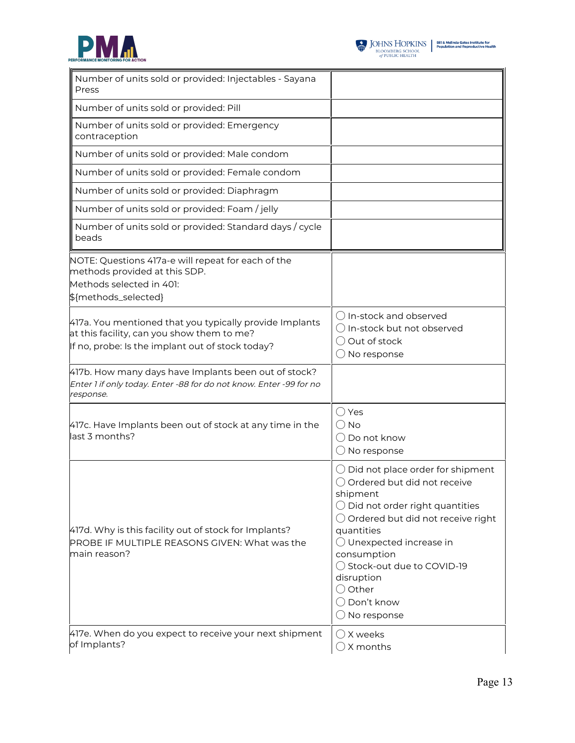| | |
|---|---|
| Number of units sold or provided: Injectables - Sayana Press | |
| Number of units sold or provided: Pill | |
| Number of units sold or provided: Emergency contraception | |
| Number of units sold or provided: Male condom | |
| Number of units sold or provided: Female condom | |
| Number of units sold or provided: Diaphragm | |
| Number of units sold or provided: Foam / jelly | |
| Number of units sold or provided: Standard days / cycle beads | |

| | |
|---|---|
| NOTE: Questions 417a-e will repeat for each of the methods provided at this SDP.<br>Methods selected in 401:<br>${methods_selected} | |
| 417a. You mentioned that you typically provide Implants at this facility, can you show them to me?<br>If no, probe: Is the implant out of stock today? | ◯ In-stock and observed<br>◯ In-stock but not observed<br>◯ Out of stock<br>◯ No response |
| 417b. How many days have Implants been out of stock?<br>*Enter 1 if only today. Enter -88 for do not know. Enter -99 for no response.* | |
| 417c. Have Implants been out of stock at any time in the last 3 months? | ◯ Yes<br>◯ No<br>◯ Do not know<br>◯ No response |
| 417d. Why is this facility out of stock for Implants?<br>PROBE IF MULTIPLE REASONS GIVEN: What was the main reason? | ◯ Did not place order for shipment<br>◯ Ordered but did not receive shipment<br>◯ Did not order right quantities<br>◯ Ordered but did not receive right quantities<br>◯ Unexpected increase in consumption<br>◯ Stock-out due to COVID-19 disruption<br>◯ Other<br>◯ Don't know<br>◯ No response |
| 417e. When do you expect to receive your next shipment of Implants? | ◯ X weeks<br>◯ X months |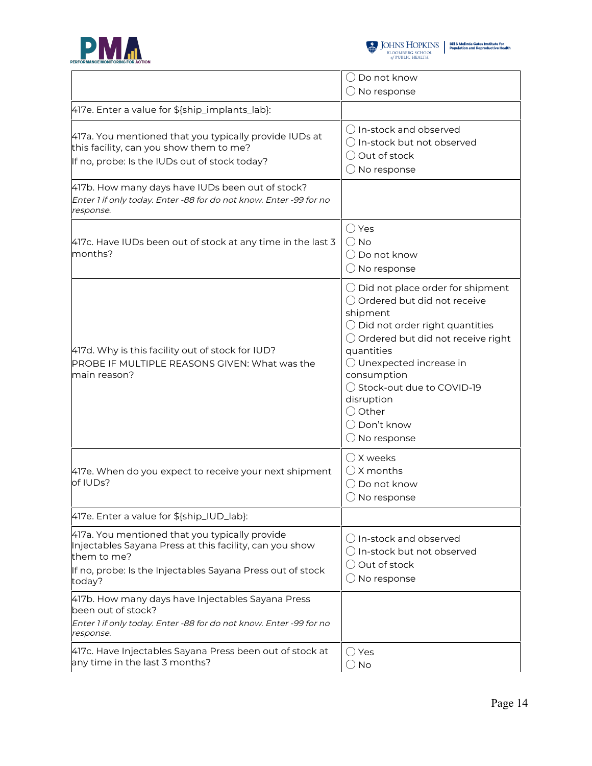| | |
|---|---|
| | ◯ Do not know<br>◯ No response |
| 417e. Enter a value for ${ship_implants_lab}: | |
| 417a. You mentioned that you typically provide IUDs at this facility, can you show them to me?<br>If no, probe: Is the IUDs out of stock today? | ◯ In-stock and observed<br>◯ In-stock but not observed<br>◯ Out of stock<br>◯ No response |
| 417b. How many days have IUDs been out of stock?<br>*Enter 1 if only today. Enter -88 for do not know. Enter -99 for no response.* | |
| 417c. Have IUDs been out of stock at any time in the last 3 months? | ◯ Yes<br>◯ No<br>◯ Do not know<br>◯ No response |
| 417d. Why is this facility out of stock for IUD?<br>PROBE IF MULTIPLE REASONS GIVEN: What was the main reason? | ◯ Did not place order for shipment<br>◯ Ordered but did not receive shipment<br>◯ Did not order right quantities<br>◯ Ordered but did not receive right quantities<br>◯ Unexpected increase in consumption<br>◯ Stock-out due to COVID-19 disruption<br>◯ Other<br>◯ Don't know<br>◯ No response |
| 417e. When do you expect to receive your next shipment of IUDs? | ◯ X weeks<br>◯ X months<br>◯ Do not know<br>◯ No response |
| 417e. Enter a value for ${ship_IUD_lab}: | |
| 417a. You mentioned that you typically provide Injectables Sayana Press at this facility, can you show them to me?<br>If no, probe: Is the Injectables Sayana Press out of stock today? | ◯ In-stock and observed<br>◯ In-stock but not observed<br>◯ Out of stock<br>◯ No response |
| 417b. How many days have Injectables Sayana Press been out of stock?<br>*Enter 1 if only today. Enter -88 for do not know. Enter -99 for no response.* | |
| 417c. Have Injectables Sayana Press been out of stock at any time in the last 3 months? | ◯ Yes<br>◯ No |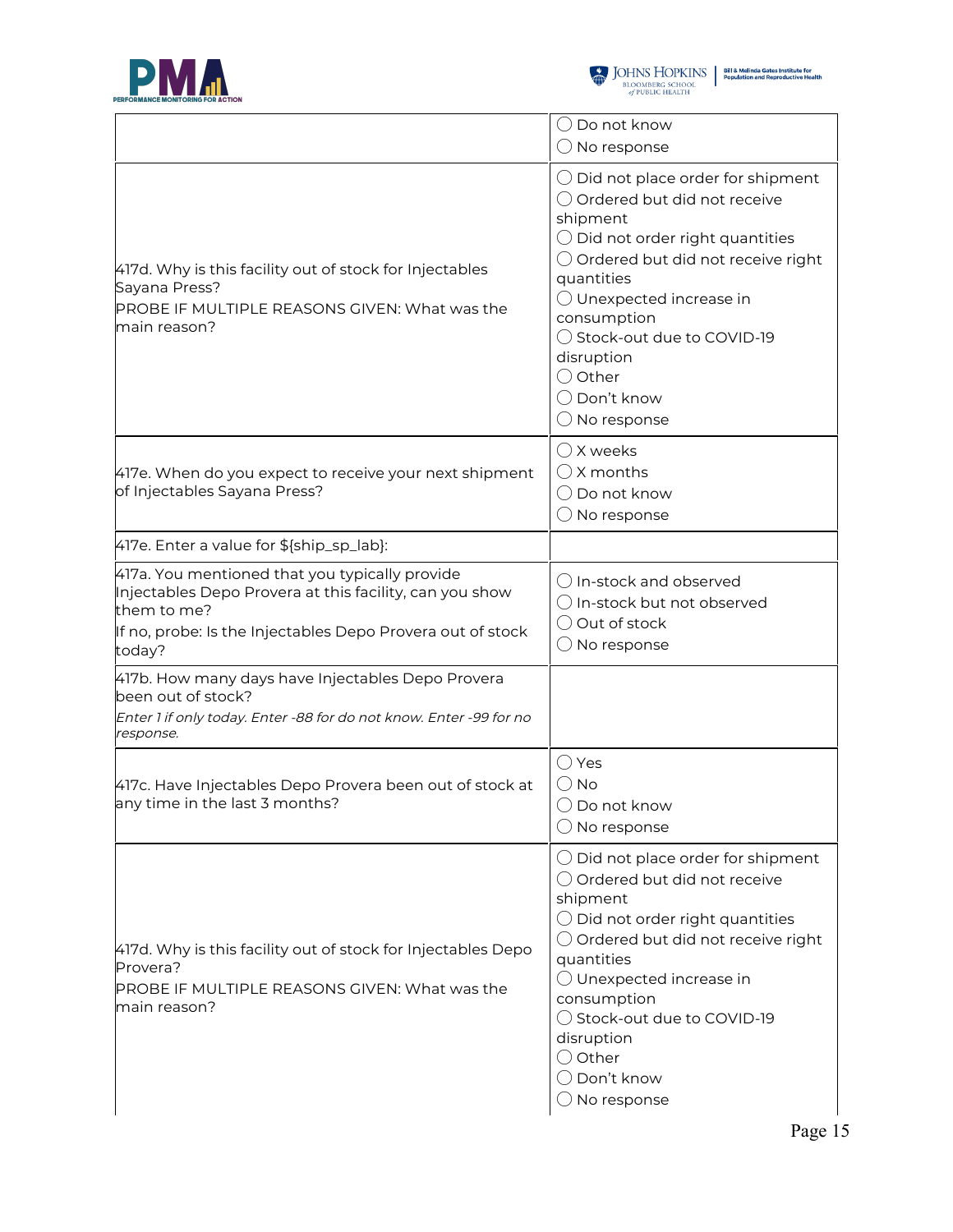| | |
|---|---|
| | ◯ Do not know<br>◯ No response |
| 417d. Why is this facility out of stock for Injectables Sayana Press?<br>PROBE IF MULTIPLE REASONS GIVEN: What was the main reason? | ◯ Did not place order for shipment<br>◯ Ordered but did not receive shipment<br>◯ Did not order right quantities<br>◯ Ordered but did not receive right quantities<br>◯ Unexpected increase in consumption<br>◯ Stock-out due to COVID-19 disruption<br>◯ Other<br>◯ Don't know<br>◯ No response |
| 417e. When do you expect to receive your next shipment of Injectables Sayana Press? | ◯ X weeks<br>◯ X months<br>◯ Do not know<br>◯ No response |
| 417e. Enter a value for ${ship_sp_lab}: | |
| 417a. You mentioned that you typically provide Injectables Depo Provera at this facility, can you show them to me?<br>If no, probe: Is the Injectables Depo Provera out of stock today? | ◯ In-stock and observed<br>◯ In-stock but not observed<br>◯ Out of stock<br>◯ No response |
| 417b. How many days have Injectables Depo Provera been out of stock?<br>*Enter 1 if only today. Enter -88 for do not know. Enter -99 for no response.* | |
| 417c. Have Injectables Depo Provera been out of stock at any time in the last 3 months? | ◯ Yes<br>◯ No<br>◯ Do not know<br>◯ No response |
| 417d. Why is this facility out of stock for Injectables Depo Provera?<br>PROBE IF MULTIPLE REASONS GIVEN: What was the main reason? | ◯ Did not place order for shipment<br>◯ Ordered but did not receive shipment<br>◯ Did not order right quantities<br>◯ Ordered but did not receive right quantities<br>◯ Unexpected increase in consumption<br>◯ Stock-out due to COVID-19 disruption<br>◯ Other<br>◯ Don't know<br>◯ No response |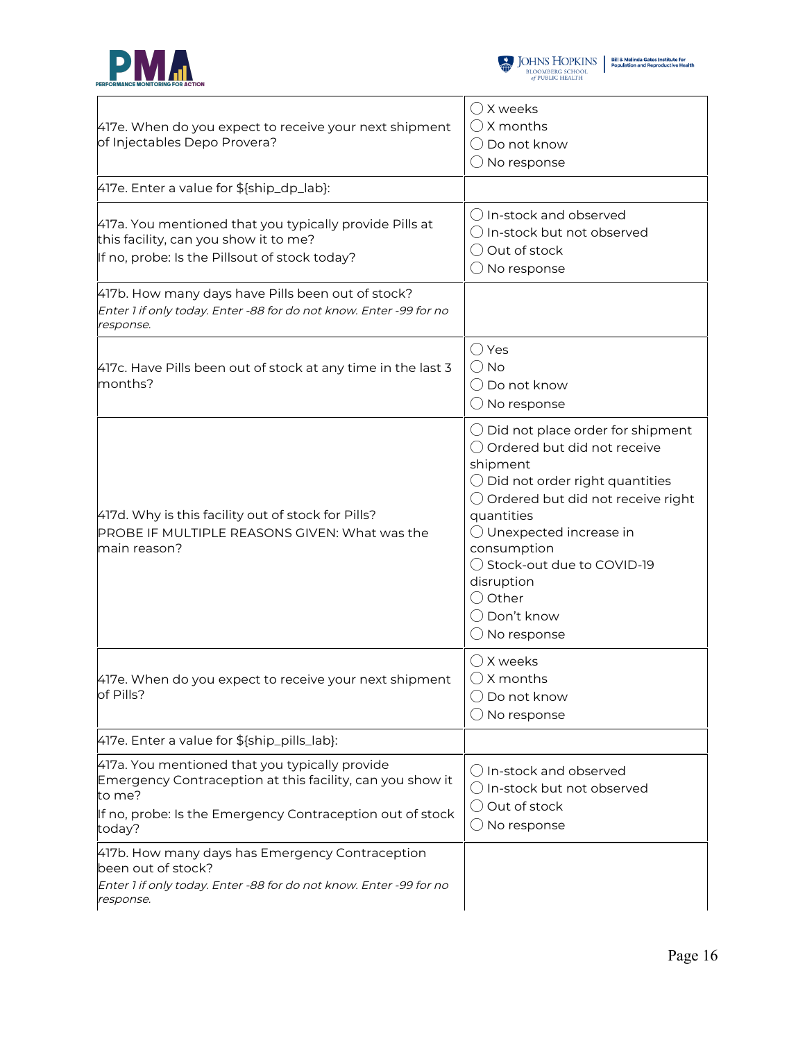| Question | Response |
|---|---|
| 417e. When do you expect to receive your next shipment of Injectables Depo Provera? | ◯ X weeks<br>◯ X months<br>◯ Do not know<br>◯ No response |
| 417e. Enter a value for ${ship_dp_lab}: | |
| 417a. You mentioned that you typically provide Pills at this facility, can you show it to me?<br>If no, probe: Is the Pillsout of stock today? | ◯ In-stock and observed<br>◯ In-stock but not observed<br>◯ Out of stock<br>◯ No response |
| 417b. How many days have Pills been out of stock?<br>*Enter 1 if only today. Enter -88 for do not know. Enter -99 for no response.* | |
| 417c. Have Pills been out of stock at any time in the last 3 months? | ◯ Yes<br>◯ No<br>◯ Do not know<br>◯ No response |
| 417d. Why is this facility out of stock for Pills?<br>PROBE IF MULTIPLE REASONS GIVEN: What was the main reason? | ◯ Did not place order for shipment<br>◯ Ordered but did not receive shipment<br>◯ Did not order right quantities<br>◯ Ordered but did not receive right quantities<br>◯ Unexpected increase in consumption<br>◯ Stock-out due to COVID-19 disruption<br>◯ Other<br>◯ Don't know<br>◯ No response |
| 417e. When do you expect to receive your next shipment of Pills? | ◯ X weeks<br>◯ X months<br>◯ Do not know<br>◯ No response |
| 417e. Enter a value for ${ship_pills_lab}: | |
| 417a. You mentioned that you typically provide Emergency Contraception at this facility, can you show it to me?<br>If no, probe: Is the Emergency Contraception out of stock today? | ◯ In-stock and observed<br>◯ In-stock but not observed<br>◯ Out of stock<br>◯ No response |
| 417b. How many days has Emergency Contraception been out of stock?<br>*Enter 1 if only today. Enter -88 for do not know. Enter -99 for no response.* | |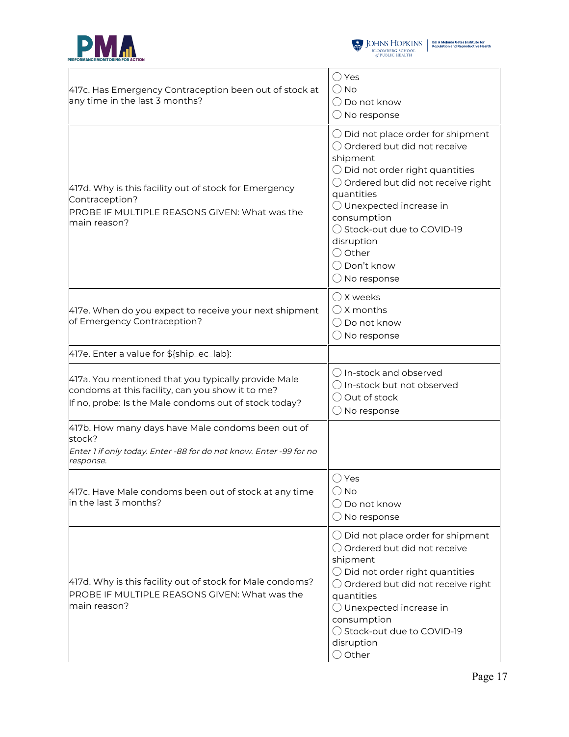| | |
|---|---|
| 417c. Has Emergency Contraception been out of stock at any time in the last 3 months? | ◯ Yes<br>◯ No<br>◯ Do not know<br>◯ No response |
| 417d. Why is this facility out of stock for Emergency Contraception?<br>PROBE IF MULTIPLE REASONS GIVEN: What was the main reason? | ◯ Did not place order for shipment<br>◯ Ordered but did not receive shipment<br>◯ Did not order right quantities<br>◯ Ordered but did not receive right quantities<br>◯ Unexpected increase in consumption<br>◯ Stock-out due to COVID-19 disruption<br>◯ Other<br>◯ Don't know<br>◯ No response |
| 417e. When do you expect to receive your next shipment of Emergency Contraception? | ◯ X weeks<br>◯ X months<br>◯ Do not know<br>◯ No response |
| 417e. Enter a value for ${ship_ec_lab}: | |
| 417a. You mentioned that you typically provide Male condoms at this facility, can you show it to me?<br>If no, probe: Is the Male condoms out of stock today? | ◯ In-stock and observed<br>◯ In-stock but not observed<br>◯ Out of stock<br>◯ No response |
| 417b. How many days have Male condoms been out of stock?<br>*Enter 1 if only today. Enter -88 for do not know. Enter -99 for no response.* | |
| 417c. Have Male condoms been out of stock at any time in the last 3 months? | ◯ Yes<br>◯ No<br>◯ Do not know<br>◯ No response |
| 417d. Why is this facility out of stock for Male condoms?<br>PROBE IF MULTIPLE REASONS GIVEN: What was the main reason? | ◯ Did not place order for shipment<br>◯ Ordered but did not receive shipment<br>◯ Did not order right quantities<br>◯ Ordered but did not receive right quantities<br>◯ Unexpected increase in consumption<br>◯ Stock-out due to COVID-19 disruption<br>◯ Other |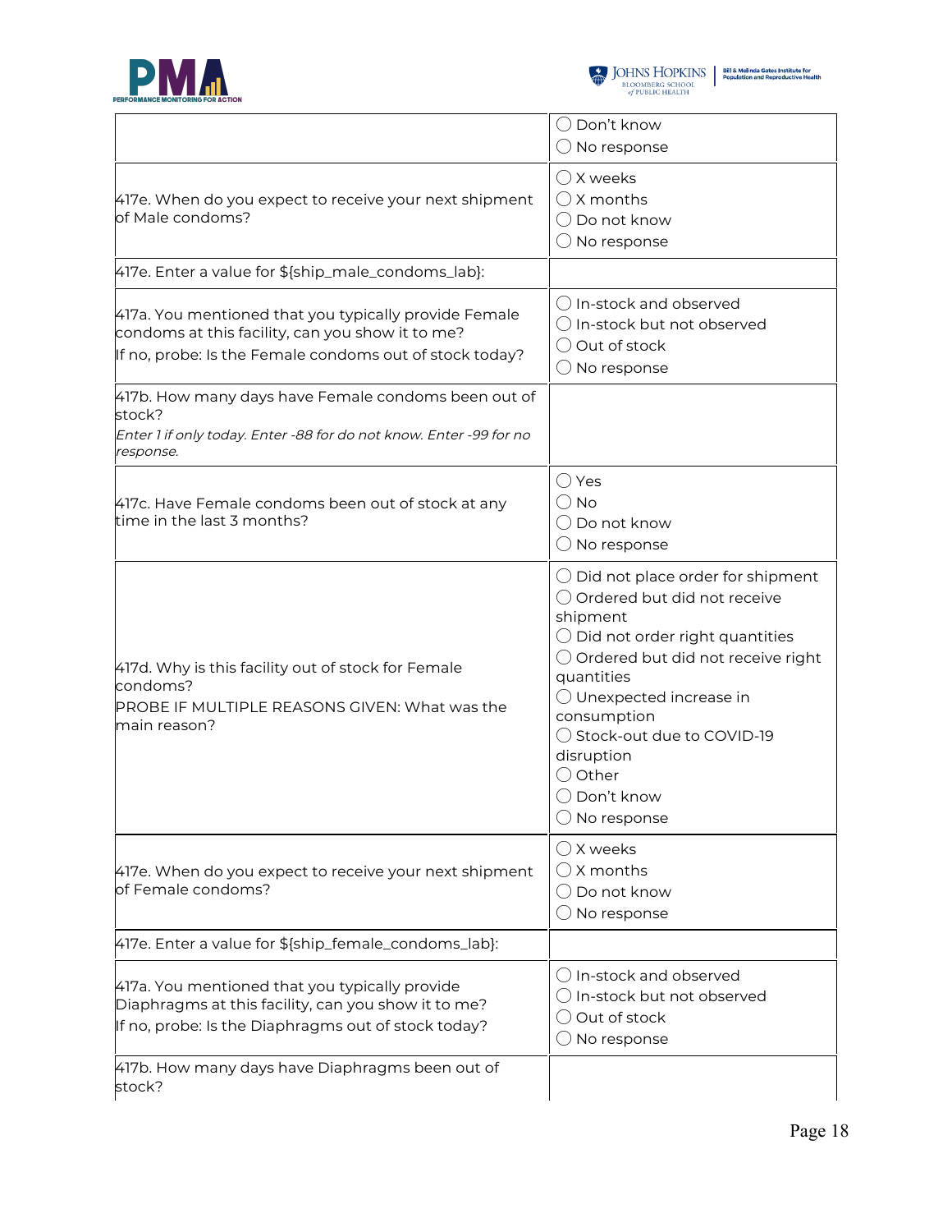| | |
|---|---|
| | ◯ Don't know<br>◯ No response |
| 417e. When do you expect to receive your next shipment of Male condoms? | ◯ X weeks<br>◯ X months<br>◯ Do not know<br>◯ No response |
| 417e. Enter a value for ${ship_male_condoms_lab}: | |
| 417a. You mentioned that you typically provide Female condoms at this facility, can you show it to me?<br>If no, probe: Is the Female condoms out of stock today? | ◯ In-stock and observed<br>◯ In-stock but not observed<br>◯ Out of stock<br>◯ No response |
| 417b. How many days have Female condoms been out of stock?<br>*Enter 1 if only today. Enter -88 for do not know. Enter -99 for no response.* | |
| 417c. Have Female condoms been out of stock at any time in the last 3 months? | ◯ Yes<br>◯ No<br>◯ Do not know<br>◯ No response |
| 417d. Why is this facility out of stock for Female condoms?<br>PROBE IF MULTIPLE REASONS GIVEN: What was the main reason? | ◯ Did not place order for shipment<br>◯ Ordered but did not receive shipment<br>◯ Did not order right quantities<br>◯ Ordered but did not receive right quantities<br>◯ Unexpected increase in consumption<br>◯ Stock-out due to COVID-19 disruption<br>◯ Other<br>◯ Don't know<br>◯ No response |
| 417e. When do you expect to receive your next shipment of Female condoms? | ◯ X weeks<br>◯ X months<br>◯ Do not know<br>◯ No response |
| 417e. Enter a value for ${ship_female_condoms_lab}: | |
| 417a. You mentioned that you typically provide Diaphragms at this facility, can you show it to me?<br>If no, probe: Is the Diaphragms out of stock today? | ◯ In-stock and observed<br>◯ In-stock but not observed<br>◯ Out of stock<br>◯ No response |
| 417b. How many days have Diaphragms been out of stock? | |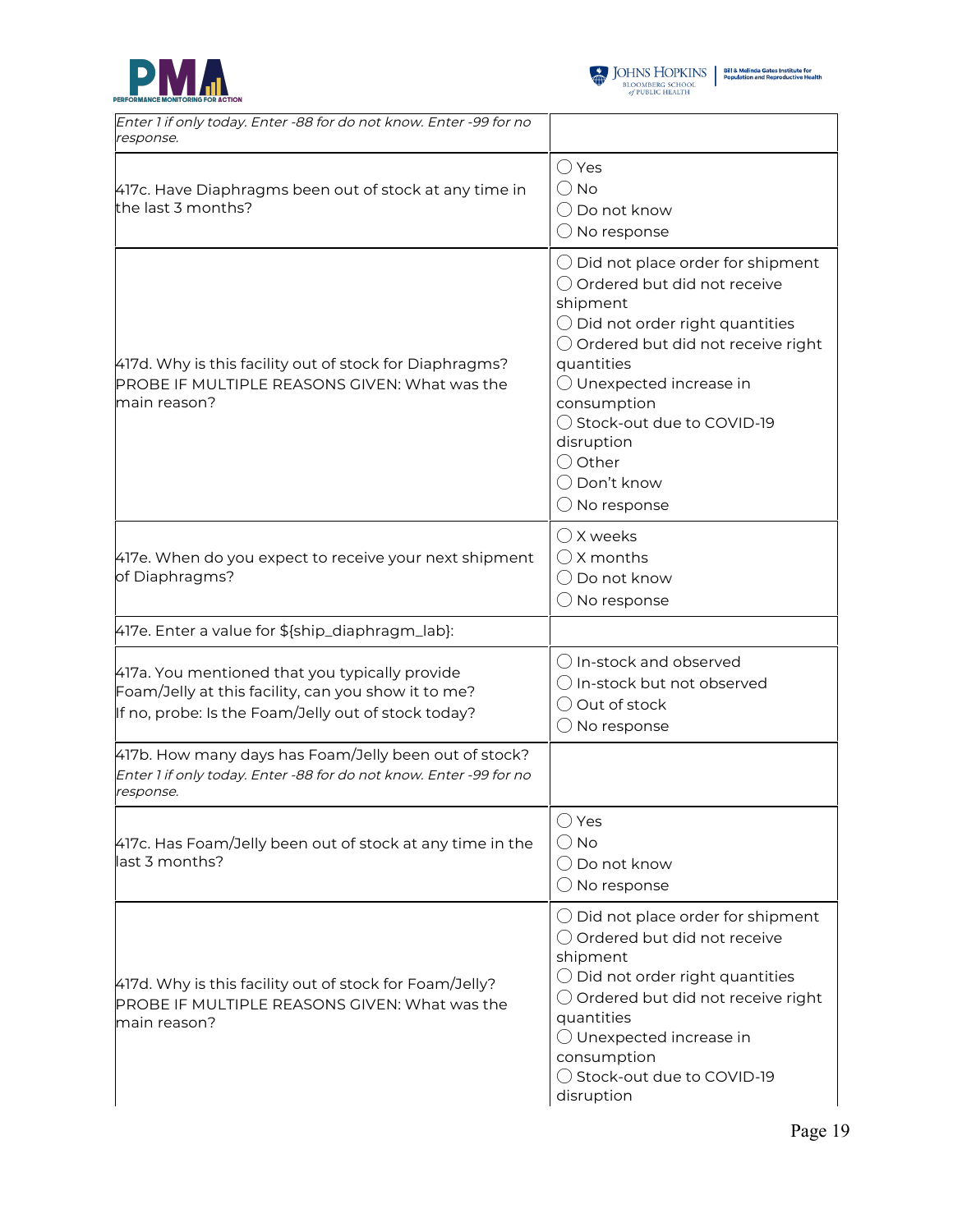| | |
|---|---|
| *Enter 1 if only today. Enter -88 for do not know. Enter -99 for no response.* | |
| 417c. Have Diaphragms been out of stock at any time in the last 3 months? | ◯ Yes<br>◯ No<br>◯ Do not know<br>◯ No response |
| 417d. Why is this facility out of stock for Diaphragms?<br>PROBE IF MULTIPLE REASONS GIVEN: What was the main reason? | ◯ Did not place order for shipment<br>◯ Ordered but did not receive shipment<br>◯ Did not order right quantities<br>◯ Ordered but did not receive right quantities<br>◯ Unexpected increase in consumption<br>◯ Stock-out due to COVID-19 disruption<br>◯ Other<br>◯ Don't know<br>◯ No response |
| 417e. When do you expect to receive your next shipment of Diaphragms? | ◯ X weeks<br>◯ X months<br>◯ Do not know<br>◯ No response |
| 417e. Enter a value for ${ship_diaphragm_lab}: | |
| 417a. You mentioned that you typically provide Foam/Jelly at this facility, can you show it to me?<br>If no, probe: Is the Foam/Jelly out of stock today? | ◯ In-stock and observed<br>◯ In-stock but not observed<br>◯ Out of stock<br>◯ No response |
| 417b. How many days has Foam/Jelly been out of stock?<br>*Enter 1 if only today. Enter -88 for do not know. Enter -99 for no response.* | |
| 417c. Has Foam/Jelly been out of stock at any time in the last 3 months? | ◯ Yes<br>◯ No<br>◯ Do not know<br>◯ No response |
| 417d. Why is this facility out of stock for Foam/Jelly?<br>PROBE IF MULTIPLE REASONS GIVEN: What was the main reason? | ◯ Did not place order for shipment<br>◯ Ordered but did not receive shipment<br>◯ Did not order right quantities<br>◯ Ordered but did not receive right quantities<br>◯ Unexpected increase in consumption<br>◯ Stock-out due to COVID-19 disruption |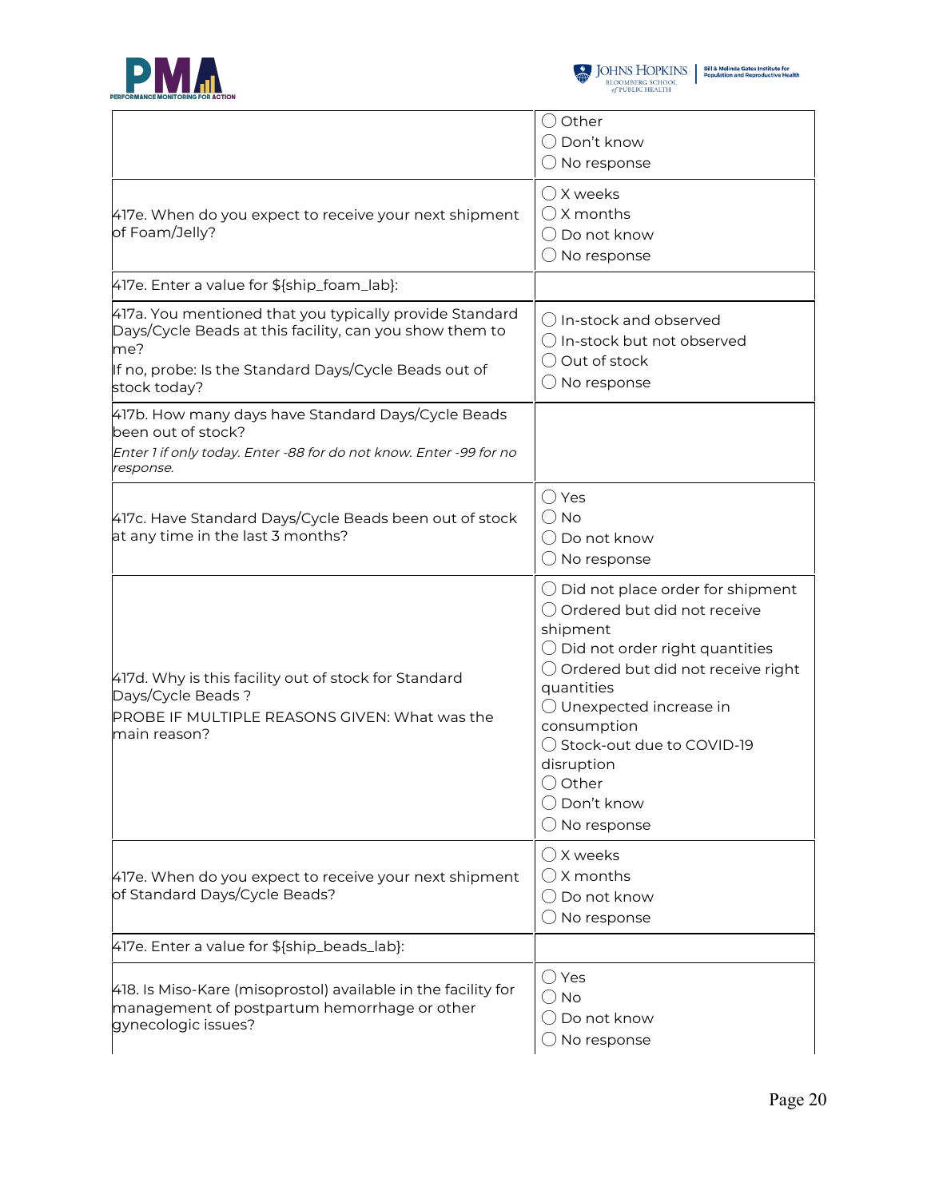| | |
|---|---|
| | ◯ Other<br>◯ Don't know<br>◯ No response |
| 417e. When do you expect to receive your next shipment of Foam/Jelly? | ◯ X weeks<br>◯ X months<br>◯ Do not know<br>◯ No response |
| 417e. Enter a value for ${ship_foam_lab}: | |
| 417a. You mentioned that you typically provide Standard Days/Cycle Beads at this facility, can you show them to me?<br>If no, probe: Is the Standard Days/Cycle Beads out of stock today? | ◯ In-stock and observed<br>◯ In-stock but not observed<br>◯ Out of stock<br>◯ No response |
| 417b. How many days have Standard Days/Cycle Beads been out of stock?<br>*Enter 1 if only today. Enter -88 for do not know. Enter -99 for no response.* | |
| 417c. Have Standard Days/Cycle Beads been out of stock at any time in the last 3 months? | ◯ Yes<br>◯ No<br>◯ Do not know<br>◯ No response |
| 417d. Why is this facility out of stock for Standard Days/Cycle Beads ?<br>PROBE IF MULTIPLE REASONS GIVEN: What was the main reason? | ◯ Did not place order for shipment<br>◯ Ordered but did not receive shipment<br>◯ Did not order right quantities<br>◯ Ordered but did not receive right quantities<br>◯ Unexpected increase in consumption<br>◯ Stock-out due to COVID-19 disruption<br>◯ Other<br>◯ Don't know<br>◯ No response |
| 417e. When do you expect to receive your next shipment of Standard Days/Cycle Beads? | ◯ X weeks<br>◯ X months<br>◯ Do not know<br>◯ No response |
| 417e. Enter a value for ${ship_beads_lab}: | |
| 418. Is Miso-Kare (misoprostol) available in the facility for management of postpartum hemorrhage or other gynecologic issues? | ◯ Yes<br>◯ No<br>◯ Do not know<br>◯ No response |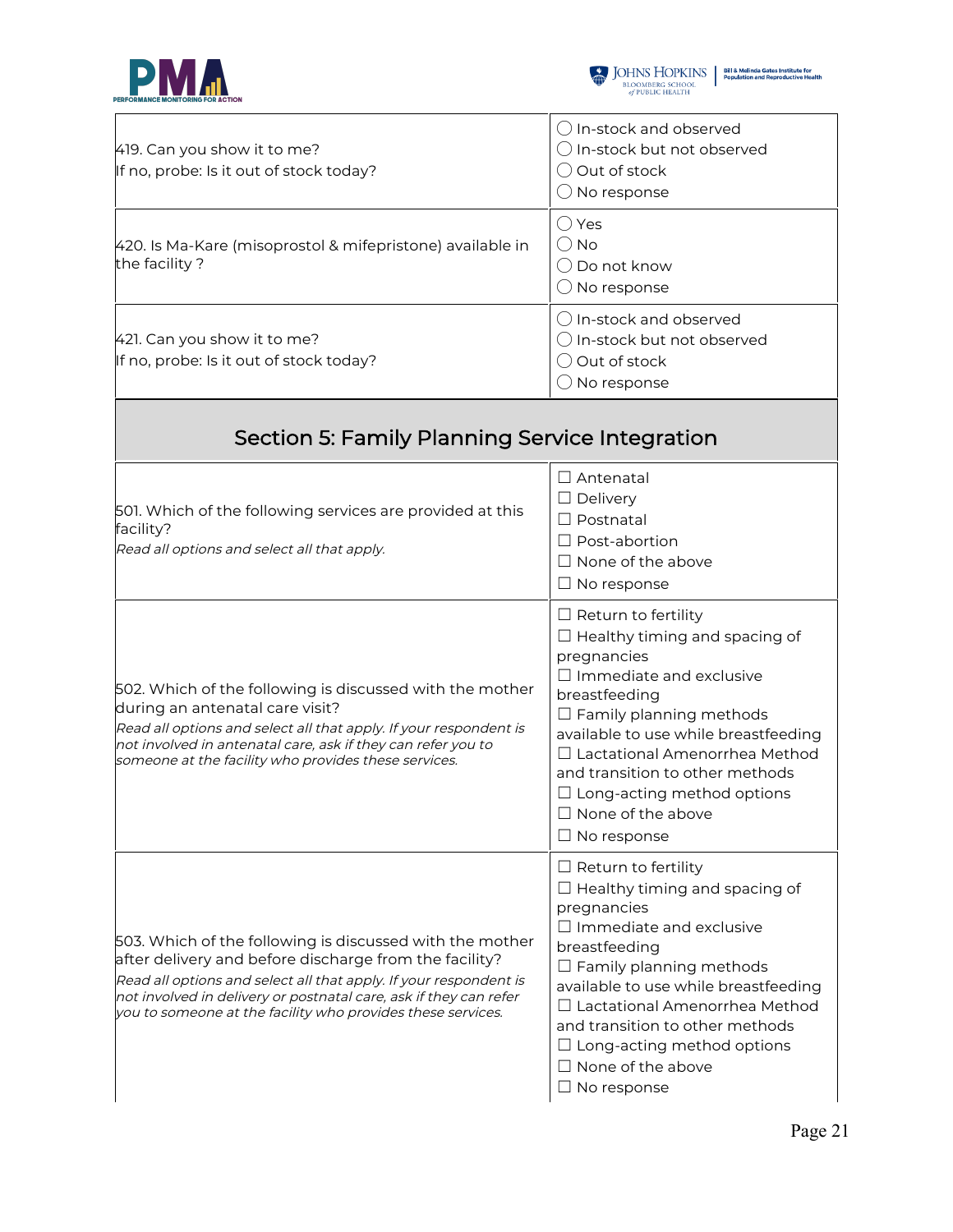| | |
|---|---|
| 419. Can you show it to me?<br>If no, probe: Is it out of stock today? | ◯ In-stock and observed<br>◯ In-stock but not observed<br>◯ Out of stock<br>◯ No response |
| 420. Is Ma-Kare (misoprostol & mifepristone) available in the facility ? | ◯ Yes<br>◯ No<br>◯ Do not know<br>◯ No response |
| 421. Can you show it to me?<br>If no, probe: Is it out of stock today? | ◯ In-stock and observed<br>◯ In-stock but not observed<br>◯ Out of stock<br>◯ No response |

## Section 5: Family Planning Service Integration

| | |
|---|---|
| 501. Which of the following services are provided at this facility?<br>*Read all options and select all that apply.* | ☐ Antenatal<br>☐ Delivery<br>☐ Postnatal<br>☐ Post-abortion<br>☐ None of the above<br>☐ No response |
| 502. Which of the following is discussed with the mother during an antenatal care visit?<br>*Read all options and select all that apply. If your respondent is not involved in antenatal care, ask if they can refer you to someone at the facility who provides these services.* | ☐ Return to fertility<br>☐ Healthy timing and spacing of pregnancies<br>☐ Immediate and exclusive breastfeeding<br>☐ Family planning methods available to use while breastfeeding<br>☐ Lactational Amenorrhea Method and transition to other methods<br>☐ Long-acting method options<br>☐ None of the above<br>☐ No response |
| 503. Which of the following is discussed with the mother after delivery and before discharge from the facility?<br>*Read all options and select all that apply. If your respondent is not involved in delivery or postnatal care, ask if they can refer you to someone at the facility who provides these services.* | ☐ Return to fertility<br>☐ Healthy timing and spacing of pregnancies<br>☐ Immediate and exclusive breastfeeding<br>☐ Family planning methods available to use while breastfeeding<br>☐ Lactational Amenorrhea Method and transition to other methods<br>☐ Long-acting method options<br>☐ None of the above<br>☐ No response |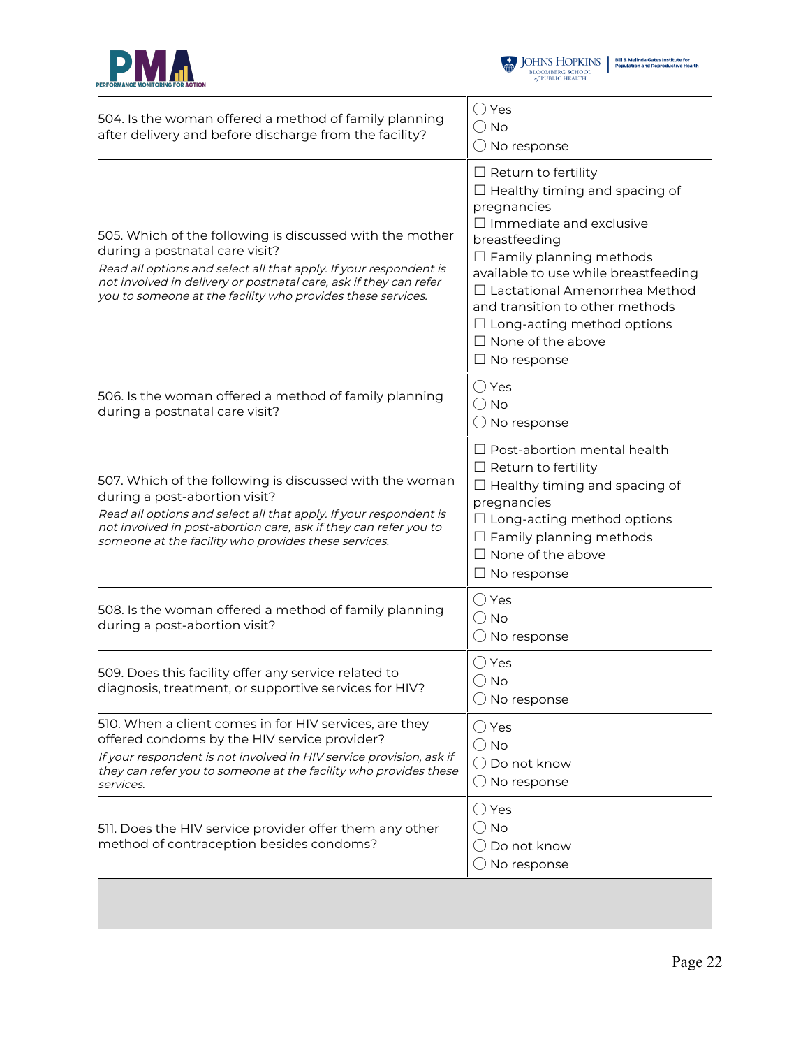| | |
|---|---|
| 504. Is the woman offered a method of family planning after delivery and before discharge from the facility? | ◯ Yes<br>◯ No<br>◯ No response |
| 505. Which of the following is discussed with the mother during a postnatal care visit?<br>*Read all options and select all that apply. If your respondent is not involved in delivery or postnatal care, ask if they can refer you to someone at the facility who provides these services.* | ☐ Return to fertility<br>☐ Healthy timing and spacing of pregnancies<br>☐ Immediate and exclusive breastfeeding<br>☐ Family planning methods available to use while breastfeeding<br>☐ Lactational Amenorrhea Method and transition to other methods<br>☐ Long-acting method options<br>☐ None of the above<br>☐ No response |
| 506. Is the woman offered a method of family planning during a postnatal care visit? | ◯ Yes<br>◯ No<br>◯ No response |
| 507. Which of the following is discussed with the woman during a post-abortion visit?<br>*Read all options and select all that apply. If your respondent is not involved in post-abortion care, ask if they can refer you to someone at the facility who provides these services.* | ☐ Post-abortion mental health<br>☐ Return to fertility<br>☐ Healthy timing and spacing of pregnancies<br>☐ Long-acting method options<br>☐ Family planning methods<br>☐ None of the above<br>☐ No response |
| 508. Is the woman offered a method of family planning during a post-abortion visit? | ◯ Yes<br>◯ No<br>◯ No response |
| 509. Does this facility offer any service related to diagnosis, treatment, or supportive services for HIV? | ◯ Yes<br>◯ No<br>◯ No response |
| 510. When a client comes in for HIV services, are they offered condoms by the HIV service provider?<br>*If your respondent is not involved in HIV service provision, ask if they can refer you to someone at the facility who provides these services.* | ◯ Yes<br>◯ No<br>◯ Do not know<br>◯ No response |
| 511. Does the HIV service provider offer them any other method of contraception besides condoms? | ◯ Yes<br>◯ No<br>◯ Do not know<br>◯ No response |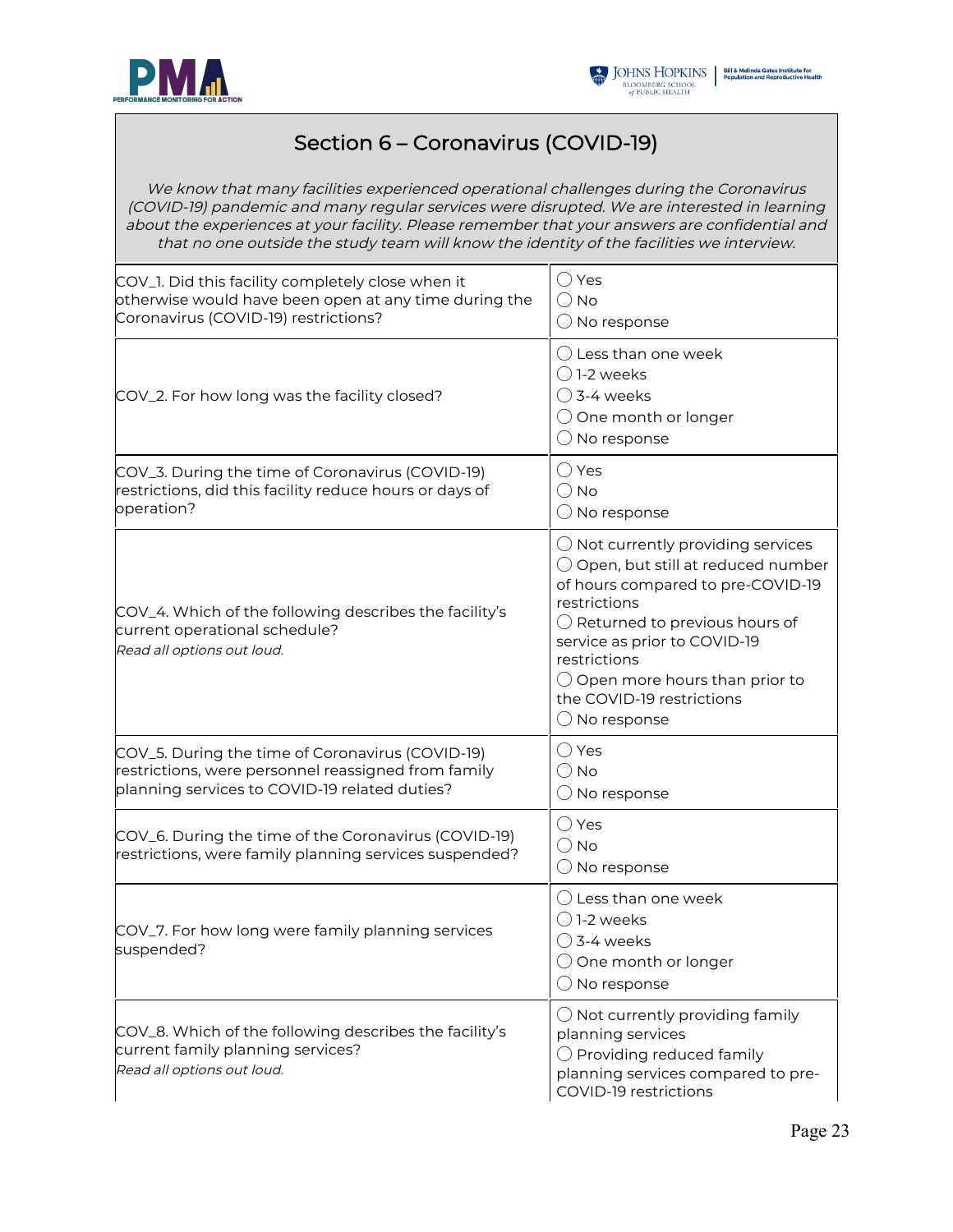## Section 6 – Coronavirus (COVID-19)

*We know that many facilities experienced operational challenges during the Coronavirus (COVID-19) pandemic and many regular services were disrupted. We are interested in learning about the experiences at your facility. Please remember that your answers are confidential and that no one outside the study team will know the identity of the facilities we interview.*

| Question | Response |
|---|---|
| COV_1. Did this facility completely close when it otherwise would have been open at any time during the Coronavirus (COVID-19) restrictions? | ◯ Yes<br>◯ No<br>◯ No response |
| COV_2. For how long was the facility closed? | ◯ Less than one week<br>◯ 1-2 weeks<br>◯ 3-4 weeks<br>◯ One month or longer<br>◯ No response |
| COV_3. During the time of Coronavirus (COVID-19) restrictions, did this facility reduce hours or days of operation? | ◯ Yes<br>◯ No<br>◯ No response |
| COV_4. Which of the following describes the facility's current operational schedule?<br>*Read all options out loud.* | ◯ Not currently providing services<br>◯ Open, but still at reduced number of hours compared to pre-COVID-19 restrictions<br>◯ Returned to previous hours of service as prior to COVID-19 restrictions<br>◯ Open more hours than prior to the COVID-19 restrictions<br>◯ No response |
| COV_5. During the time of Coronavirus (COVID-19) restrictions, were personnel reassigned from family planning services to COVID-19 related duties? | ◯ Yes<br>◯ No<br>◯ No response |
| COV_6. During the time of the Coronavirus (COVID-19) restrictions, were family planning services suspended? | ◯ Yes<br>◯ No<br>◯ No response |
| COV_7. For how long were family planning services suspended? | ◯ Less than one week<br>◯ 1-2 weeks<br>◯ 3-4 weeks<br>◯ One month or longer<br>◯ No response |
| COV_8. Which of the following describes the facility's current family planning services?<br>*Read all options out loud.* | ◯ Not currently providing family planning services<br>◯ Providing reduced family planning services compared to pre-COVID-19 restrictions |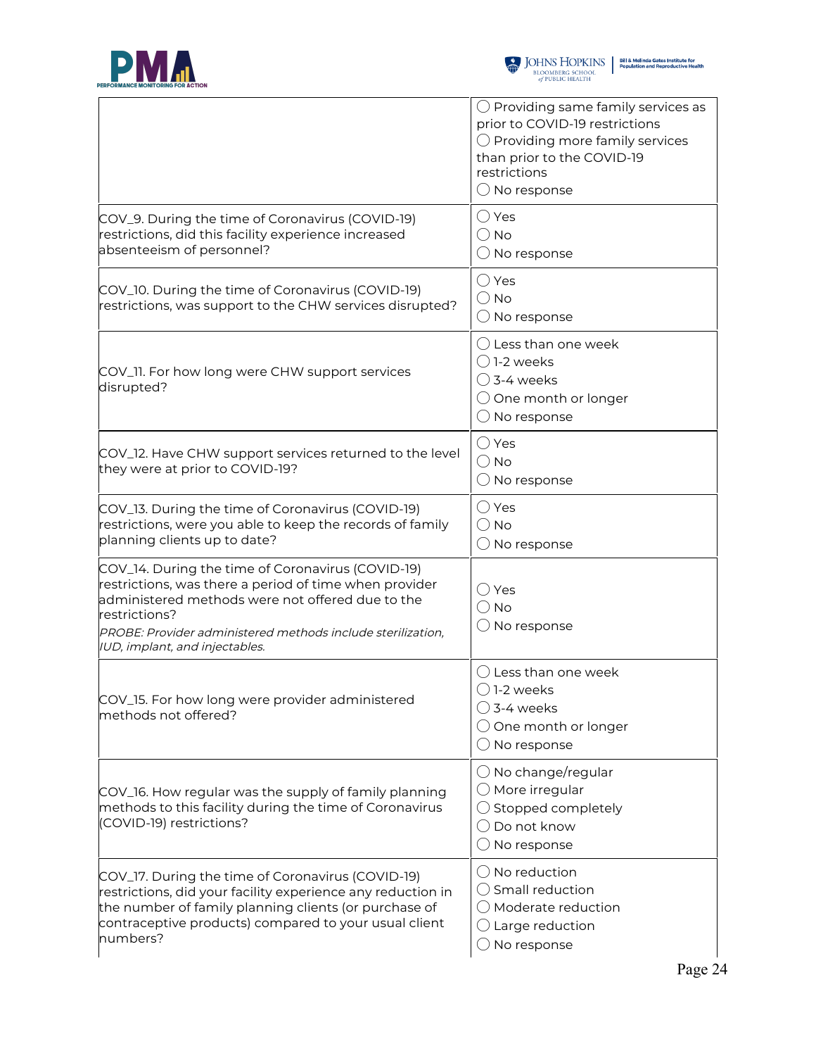| | |
|---|---|
| | ◯ Providing same family services as prior to COVID-19 restrictions<br>◯ Providing more family services than prior to the COVID-19 restrictions<br>◯ No response |
| COV_9. During the time of Coronavirus (COVID-19) restrictions, did this facility experience increased absenteeism of personnel? | ◯ Yes<br>◯ No<br>◯ No response |
| COV_10. During the time of Coronavirus (COVID-19) restrictions, was support to the CHW services disrupted? | ◯ Yes<br>◯ No<br>◯ No response |
| COV_11. For how long were CHW support services disrupted? | ◯ Less than one week<br>◯ 1-2 weeks<br>◯ 3-4 weeks<br>◯ One month or longer<br>◯ No response |
| COV_12. Have CHW support services returned to the level they were at prior to COVID-19? | ◯ Yes<br>◯ No<br>◯ No response |
| COV_13. During the time of Coronavirus (COVID-19) restrictions, were you able to keep the records of family planning clients up to date? | ◯ Yes<br>◯ No<br>◯ No response |
| COV_14. During the time of Coronavirus (COVID-19) restrictions, was there a period of time when provider administered methods were not offered due to the restrictions?<br>*PROBE: Provider administered methods include sterilization, IUD, implant, and injectables.* | ◯ Yes<br>◯ No<br>◯ No response |
| COV_15. For how long were provider administered methods not offered? | ◯ Less than one week<br>◯ 1-2 weeks<br>◯ 3-4 weeks<br>◯ One month or longer<br>◯ No response |
| COV_16. How regular was the supply of family planning methods to this facility during the time of Coronavirus (COVID-19) restrictions? | ◯ No change/regular<br>◯ More irregular<br>◯ Stopped completely<br>◯ Do not know<br>◯ No response |
| COV_17. During the time of Coronavirus (COVID-19) restrictions, did your facility experience any reduction in the number of family planning clients (or purchase of contraceptive products) compared to your usual client numbers? | ◯ No reduction<br>◯ Small reduction<br>◯ Moderate reduction<br>◯ Large reduction<br>◯ No response |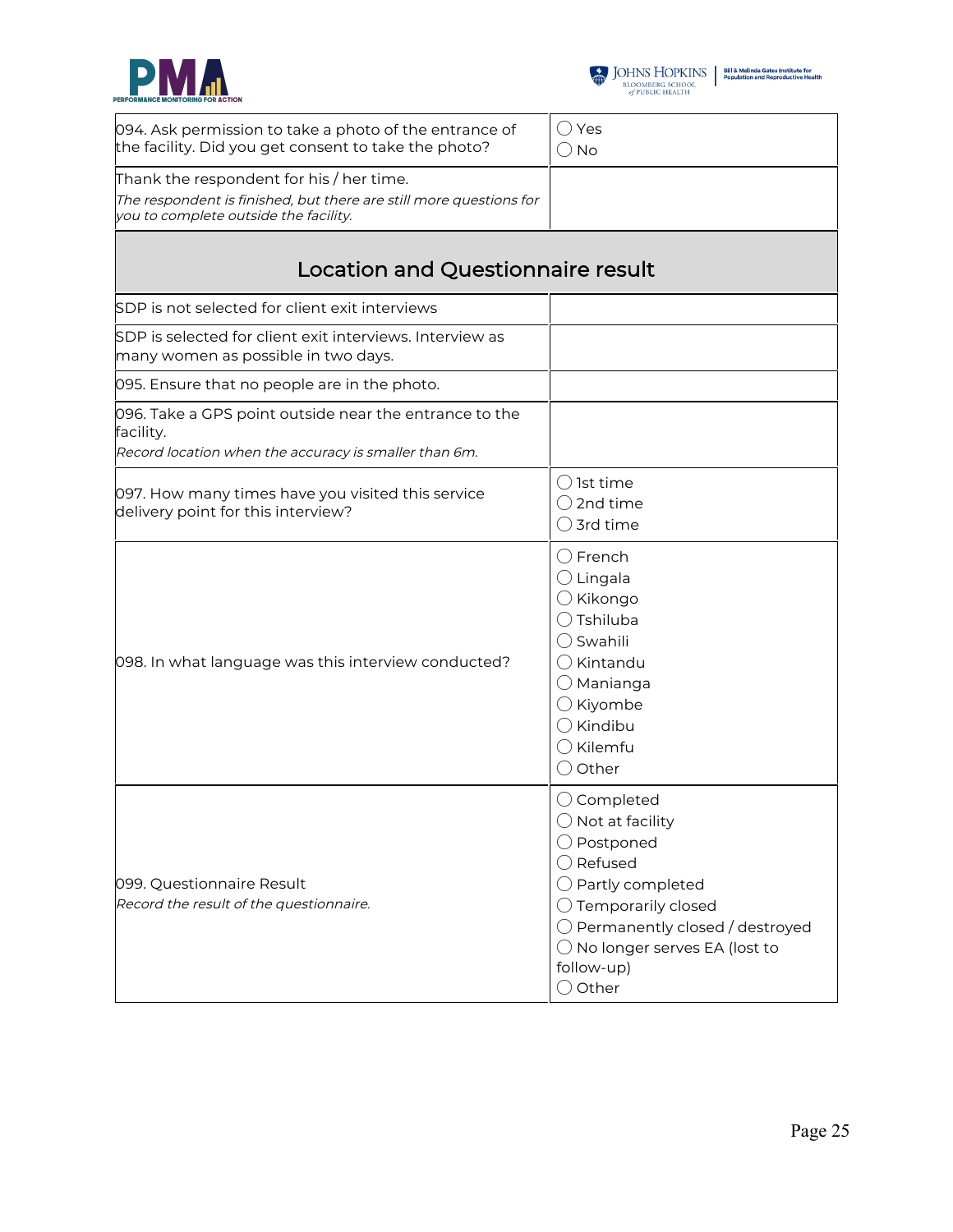| | |
|---|---|
| 094. Ask permission to take a photo of the entrance of the facility. Did you get consent to take the photo? | ◯ Yes<br>◯ No |
| Thank the respondent for his / her time.<br>*The respondent is finished, but there are still more questions for you to complete outside the facility.* | |

## Location and Questionnaire result

| | |
|---|---|
| SDP is not selected for client exit interviews | |
| SDP is selected for client exit interviews. Interview as many women as possible in two days. | |
| 095. Ensure that no people are in the photo. | |
| 096. Take a GPS point outside near the entrance to the facility.<br>*Record location when the accuracy is smaller than 6m.* | |
| 097. How many times have you visited this service delivery point for this interview? | ◯ 1st time<br>◯ 2nd time<br>◯ 3rd time |
| 098. In what language was this interview conducted? | ◯ French<br>◯ Lingala<br>◯ Kikongo<br>◯ Tshiluba<br>◯ Swahili<br>◯ Kintandu<br>◯ Manianga<br>◯ Kiyombe<br>◯ Kindibu<br>◯ Kilemfu<br>◯ Other |
| 099. Questionnaire Result<br>*Record the result of the questionnaire.* | ◯ Completed<br>◯ Not at facility<br>◯ Postponed<br>◯ Refused<br>◯ Partly completed<br>◯ Temporarily closed<br>◯ Permanently closed / destroyed<br>◯ No longer serves EA (lost to follow-up)<br>◯ Other |